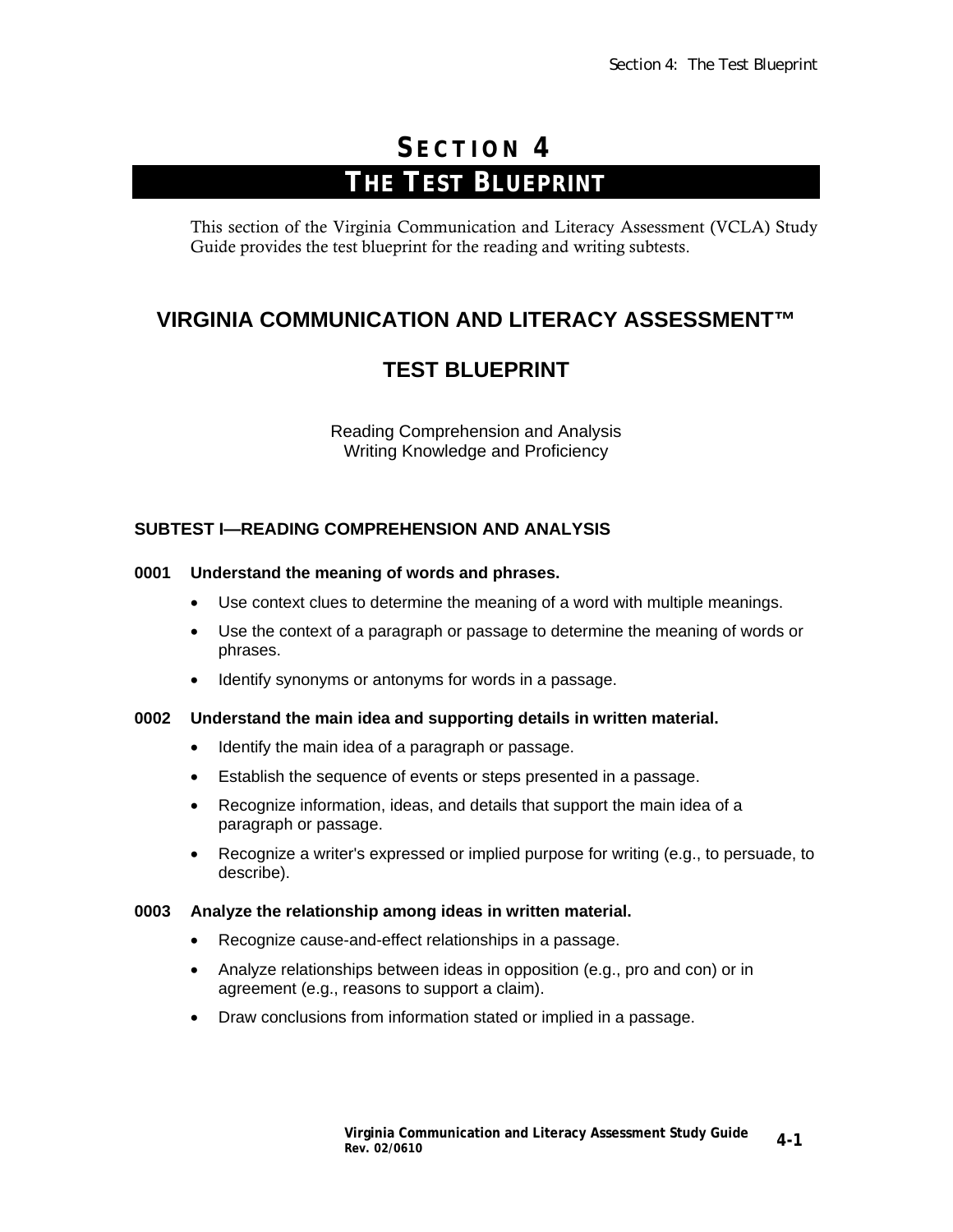# SECTION 4

# THE TEST BLUEPRINT

This section of the Virginia Communication and Literacy Assessment (VCLA) Study Guide provides the test blueprint for the reading and writing subtests.

## VIRGINIA COMMUNICATION AND LITERACY ASSESSMENT™

## TEST BLUEPRINT

Reading Comprehension and Analysis
Writing Knowledge and Proficiency

### SUBTEST I—READING COMPREHENSION AND ANALYSIS

**0001 Understand the meaning of words and phrases.**

- Use context clues to determine the meaning of a word with multiple meanings.
- Use the context of a paragraph or passage to determine the meaning of words or phrases.
- Identify synonyms or antonyms for words in a passage.

**0002 Understand the main idea and supporting details in written material.**

- Identify the main idea of a paragraph or passage.
- Establish the sequence of events or steps presented in a passage.
- Recognize information, ideas, and details that support the main idea of a paragraph or passage.
- Recognize a writer's expressed or implied purpose for writing (e.g., to persuade, to describe).

**0003 Analyze the relationship among ideas in written material.**

- Recognize cause-and-effect relationships in a passage.
- Analyze relationships between ideas in opposition (e.g., pro and con) or in agreement (e.g., reasons to support a claim).
- Draw conclusions from information stated or implied in a passage.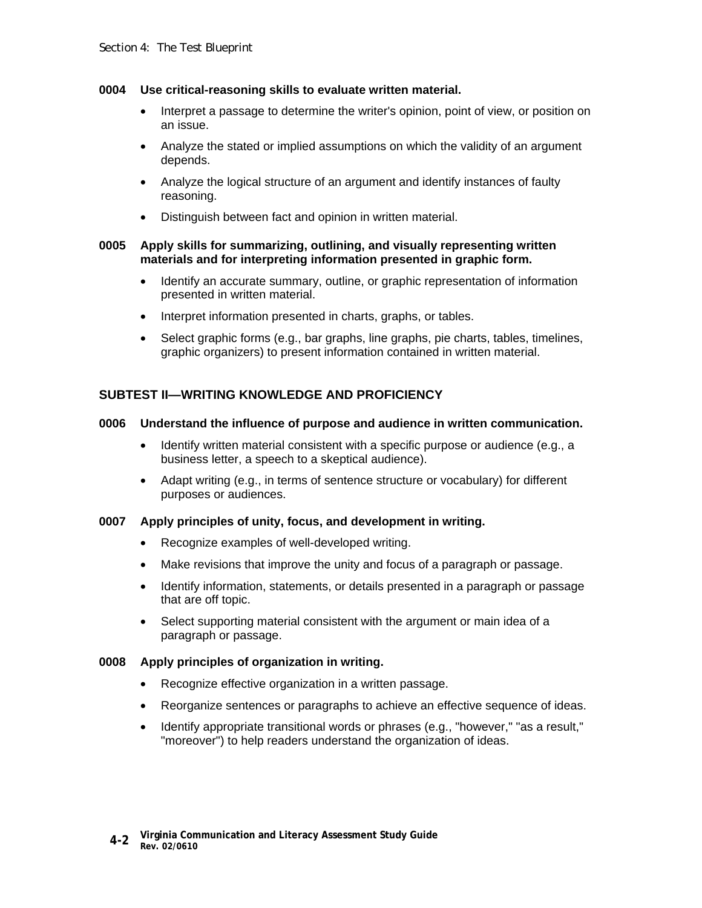**0004 Use critical-reasoning skills to evaluate written material.**

- Interpret a passage to determine the writer's opinion, point of view, or position on an issue.
- Analyze the stated or implied assumptions on which the validity of an argument depends.
- Analyze the logical structure of an argument and identify instances of faulty reasoning.
- Distinguish between fact and opinion in written material.

**0005 Apply skills for summarizing, outlining, and visually representing written materials and for interpreting information presented in graphic form.**

- Identify an accurate summary, outline, or graphic representation of information presented in written material.
- Interpret information presented in charts, graphs, or tables.
- Select graphic forms (e.g., bar graphs, line graphs, pie charts, tables, timelines, graphic organizers) to present information contained in written material.

## SUBTEST II—WRITING KNOWLEDGE AND PROFICIENCY

**0006 Understand the influence of purpose and audience in written communication.**

- Identify written material consistent with a specific purpose or audience (e.g., a business letter, a speech to a skeptical audience).
- Adapt writing (e.g., in terms of sentence structure or vocabulary) for different purposes or audiences.

**0007 Apply principles of unity, focus, and development in writing.**

- Recognize examples of well-developed writing.
- Make revisions that improve the unity and focus of a paragraph or passage.
- Identify information, statements, or details presented in a paragraph or passage that are off topic.
- Select supporting material consistent with the argument or main idea of a paragraph or passage.

**0008 Apply principles of organization in writing.**

- Recognize effective organization in a written passage.
- Reorganize sentences or paragraphs to achieve an effective sequence of ideas.
- Identify appropriate transitional words or phrases (e.g., "however," "as a result," "moreover") to help readers understand the organization of ideas.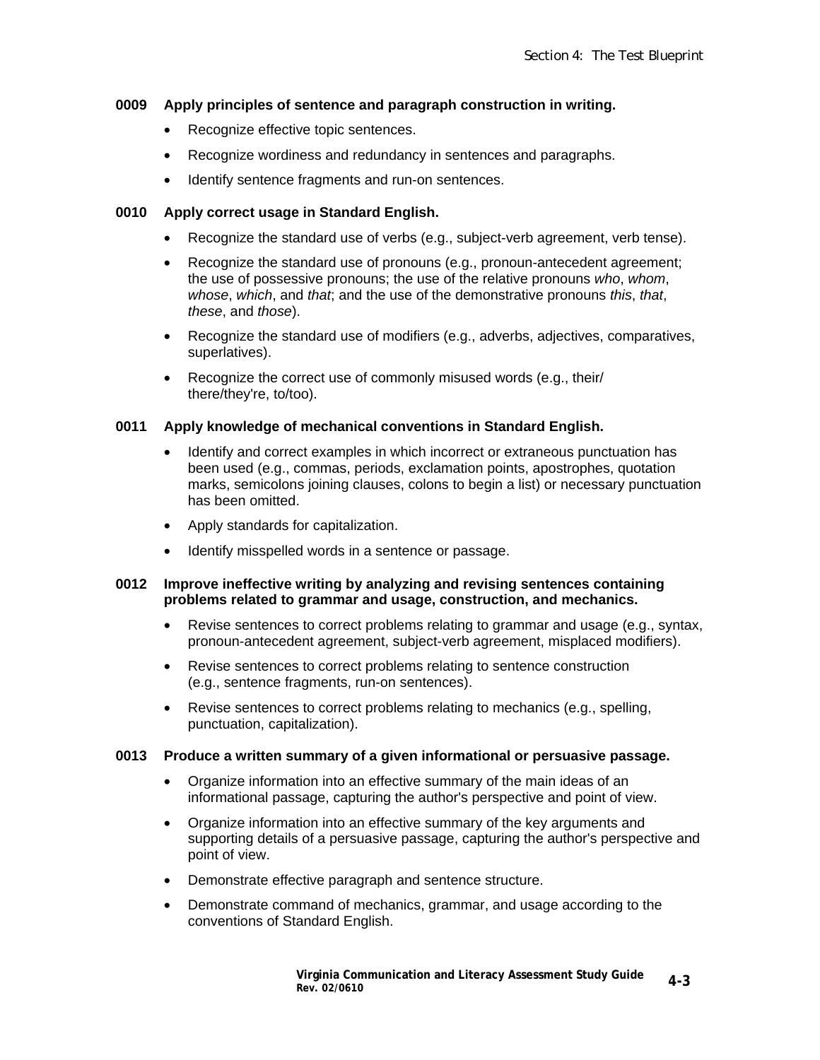**0009 Apply principles of sentence and paragraph construction in writing.**

- Recognize effective topic sentences.
- Recognize wordiness and redundancy in sentences and paragraphs.
- Identify sentence fragments and run-on sentences.

**0010 Apply correct usage in Standard English.**

- Recognize the standard use of verbs (e.g., subject-verb agreement, verb tense).
- Recognize the standard use of pronouns (e.g., pronoun-antecedent agreement; the use of possessive pronouns; the use of the relative pronouns *who*, *whom*, *whose*, *which*, and *that*; and the use of the demonstrative pronouns *this*, *that*, *these*, and *those*).
- Recognize the standard use of modifiers (e.g., adverbs, adjectives, comparatives, superlatives).
- Recognize the correct use of commonly misused words (e.g., their/there/they're, to/too).

**0011 Apply knowledge of mechanical conventions in Standard English.**

- Identify and correct examples in which incorrect or extraneous punctuation has been used (e.g., commas, periods, exclamation points, apostrophes, quotation marks, semicolons joining clauses, colons to begin a list) or necessary punctuation has been omitted.
- Apply standards for capitalization.
- Identify misspelled words in a sentence or passage.

**0012 Improve ineffective writing by analyzing and revising sentences containing problems related to grammar and usage, construction, and mechanics.**

- Revise sentences to correct problems relating to grammar and usage (e.g., syntax, pronoun-antecedent agreement, subject-verb agreement, misplaced modifiers).
- Revise sentences to correct problems relating to sentence construction (e.g., sentence fragments, run-on sentences).
- Revise sentences to correct problems relating to mechanics (e.g., spelling, punctuation, capitalization).

**0013 Produce a written summary of a given informational or persuasive passage.**

- Organize information into an effective summary of the main ideas of an informational passage, capturing the author's perspective and point of view.
- Organize information into an effective summary of the key arguments and supporting details of a persuasive passage, capturing the author's perspective and point of view.
- Demonstrate effective paragraph and sentence structure.
- Demonstrate command of mechanics, grammar, and usage according to the conventions of Standard English.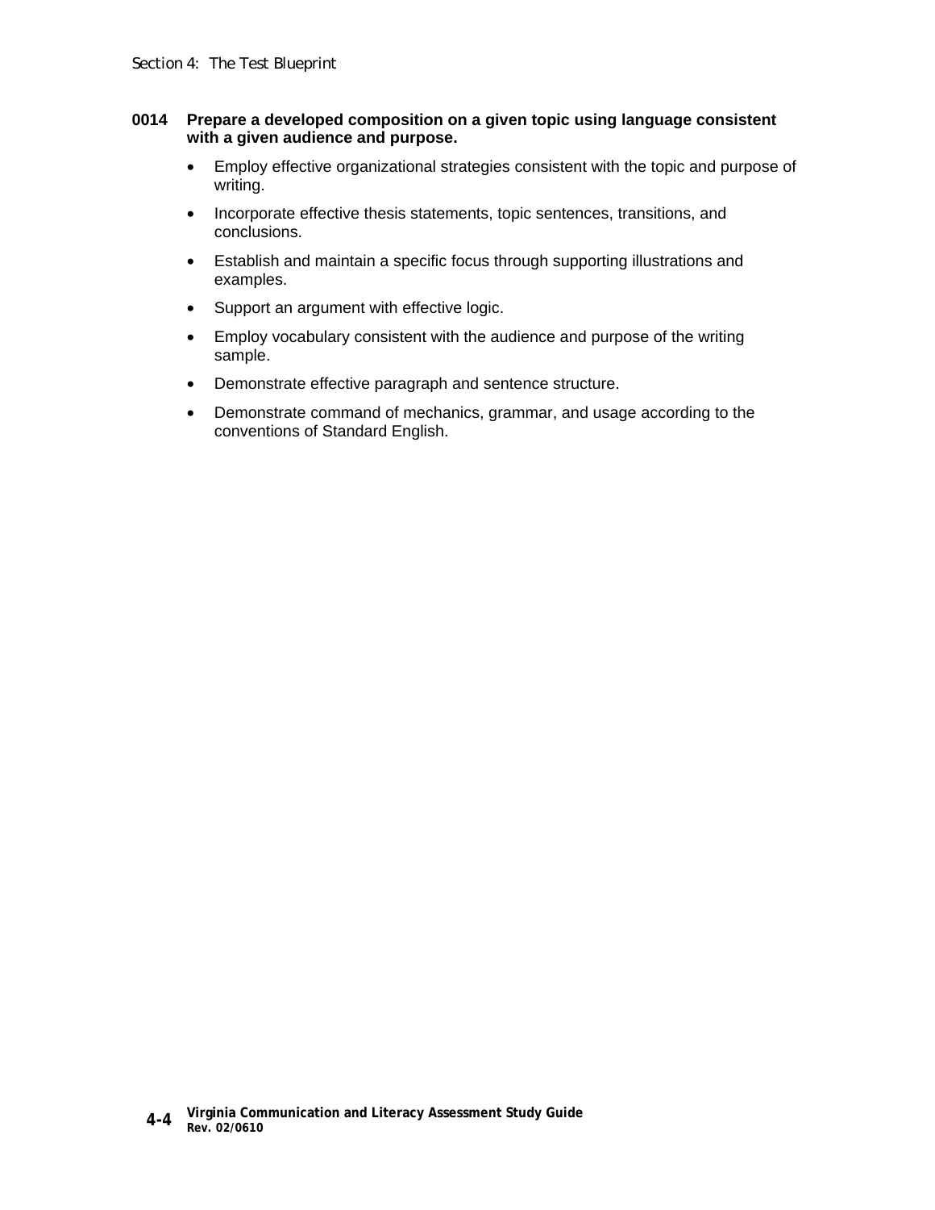**0014 Prepare a developed composition on a given topic using language consistent with a given audience and purpose.**

- Employ effective organizational strategies consistent with the topic and purpose of writing.
- Incorporate effective thesis statements, topic sentences, transitions, and conclusions.
- Establish and maintain a specific focus through supporting illustrations and examples.
- Support an argument with effective logic.
- Employ vocabulary consistent with the audience and purpose of the writing sample.
- Demonstrate effective paragraph and sentence structure.
- Demonstrate command of mechanics, grammar, and usage according to the conventions of Standard English.